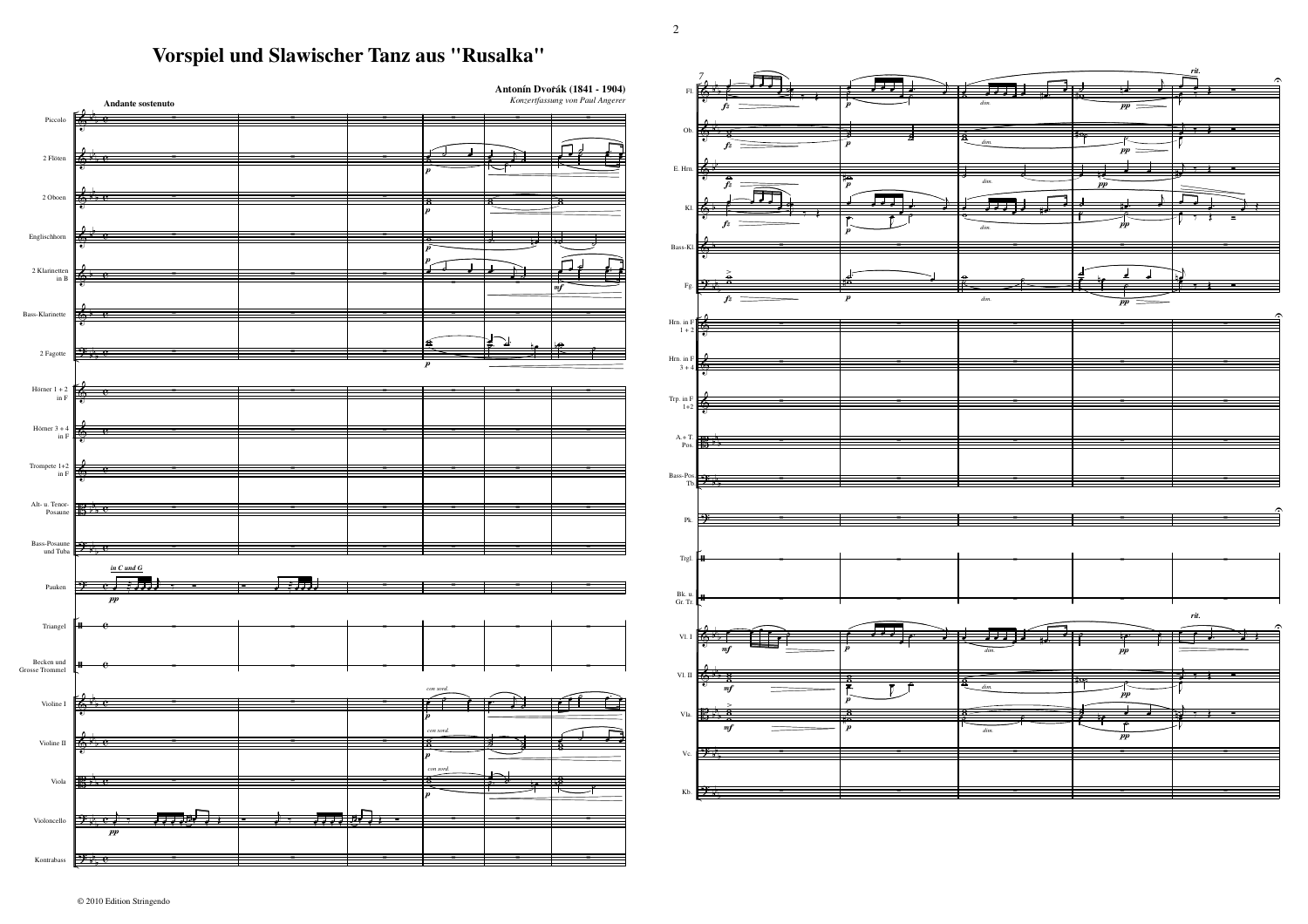# Vorspiel und Slawischer Tanz aus "Rusalka"

**Antonín Dvořák (1841 - 1904)**
*Konzertfassung von Paul Angerer*

**Andante sostenuto**

Piccolo
2 Flöten
2 Oboen
Englischhorn
2 Klarinetten in B
Bass-Klarinette
2 Fagotte
Hörner 1 + 2 in F
Hörner 3 + 4 in F
Trompete 1+2 in F
Alt- u. Tenor-Posaune
Bass-Posaune und Tuba
Pauken — *in C und G*
Triangel
Becken und Grosse Trommel
Violine I — *con sord.*
Violine II — *con sord.*
Viola — *con sord.*
Violoncello
Kontrabass

Fl., Ob., E. Hrn., Kl., Bass-Kl., Fg., Hrn. in F 1 + 2, Hrn. in F 3 + 4, Trp. in F 1+2, A.+ T. Pos., Bass-Pos. Tb., Pk., Trgl., Bk. u. Gr. Tr., Vl. I, Vl. II, Vla., Vc., Kb.

*rit.*

© 2010 Edition Stringendo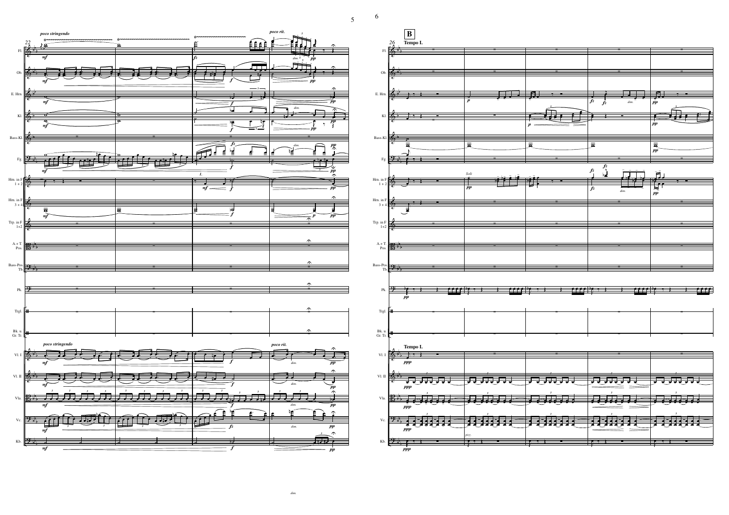**B**

**Tempo I.**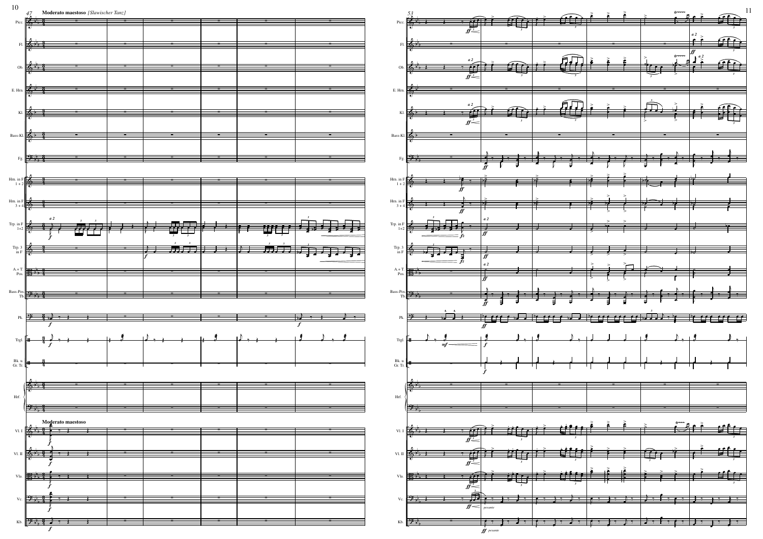**Moderato maestoso** *[Slawischer Tanz]*

**Moderato maestoso**